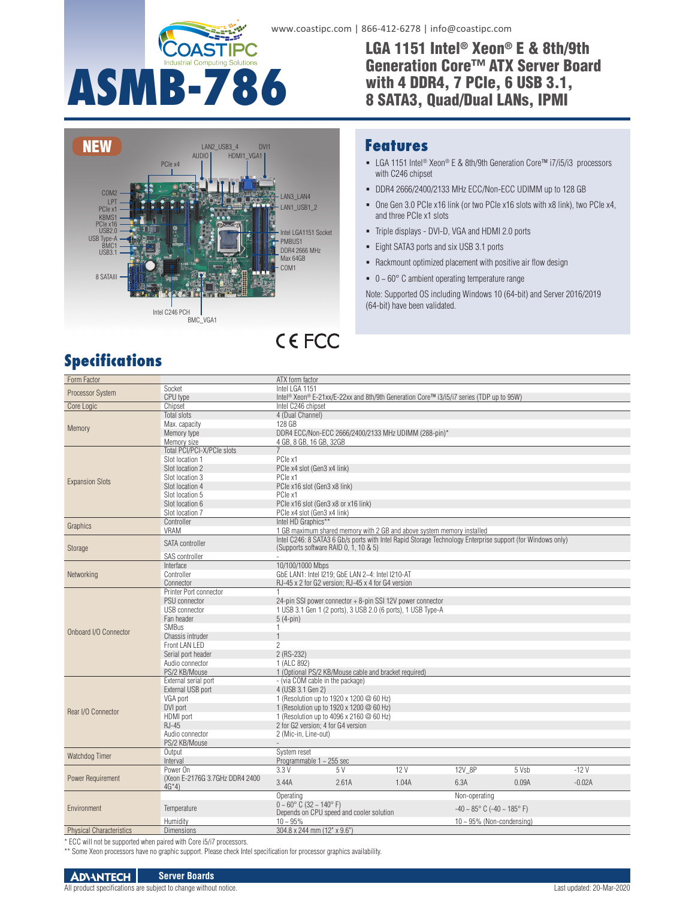www.coastipc.com | 866-412-6278 | info@coastipc.com

# ASMB-786

## LGA 1151 Intel® Xeon® E & 8th/9th Generation Core™ ATX Server Board with 4 DDR4, 7 PCIe, 6 USB 3.1, 8 SATA3, Quad/Dual LANs, IPMI

NEW

LAN2_USB3_4, DVI1, AUDIO, HDMI1_VGA1, PCIe x4, COM2, LPT, PCIe x1, KBMS1, PCIe x16, USB2.0, USB Type-A, BMC1, USB3.1, LAN3_LAN4, LAN1_USB1_2, Intel LGA1151 Socket, PMBUS1, DDR4 2666 MHz Max 64GB, COM1, 8 SATAIII, Intel C246 PCH, BMC_VGA1

CE FCC

## Features

- LGA 1151 Intel® Xeon® E & 8th/9th Generation Core™ i7/i5/i3 processors with C246 chipset
- DDR4 2666/2400/2133 MHz ECC/Non-ECC UDIMM up to 128 GB
- One Gen 3.0 PCIe x16 link (or two PCIe x16 slots with x8 link), two PCIe x4, and three PCIe x1 slots
- Triple displays - DVI-D, VGA and HDMI 2.0 ports
- Eight SATA3 ports and six USB 3.1 ports
- Rackmount optimized placement with positive air flow design
- 0 ~ 60° C ambient operating temperature range

Note: Supported OS including Windows 10 (64-bit) and Server 2016/2019 (64-bit) have been validated.

## Specifications

| Category | Item | | | | | | |
|---|---|---|---|---|---|---|---|
| Form Factor | | ATX form factor | | | | | |
| Processor System | Socket | Intel LGA 1151 | | | | | |
| | CPU type | Intel® Xeon® E-21xx/E-22xx and 8th/9th Generation Core™ i3/i5/i7 series (TDP up to 95W) | | | | | |
| Core Logic | Chipset | Intel C246 chipset | | | | | |
| Memory | Total slots | 4 (Dual Channel) | | | | | |
| | Max. capacity | 128 GB | | | | | |
| | Memory type | DDR4 ECC/Non-ECC 2666/2400/2133 MHz UDIMM (288-pin)* | | | | | |
| | Memory size | 4 GB, 8 GB, 16 GB, 32GB | | | | | |
| Expansion Slots | Total PCI/PCI-X/PCIe slots | 7 | | | | | |
| | Slot location 1 | PCIe x1 | | | | | |
| | Slot location 2 | PCIe x4 slot (Gen3 x4 link) | | | | | |
| | Slot location 3 | PCIe x1 | | | | | |
| | Slot location 4 | PCIe x16 slot (Gen3 x8 link) | | | | | |
| | Slot location 5 | PCIe x1 | | | | | |
| | Slot location 6 | PCIe x16 slot (Gen3 x8 or x16 link) | | | | | |
| | Slot location 7 | PCIe x4 slot (Gen3 x4 link) | | | | | |
| Graphics | Controller | Intel HD Graphics** | | | | | |
| | VRAM | 1 GB maximum shared memory with 2 GB and above system memory installed | | | | | |
| Storage | SATA controller | Intel C246: 8 SATA3 6 Gb/s ports with Intel Rapid Storage Technology Enterprise support (for Windows only) (Supports software RAID 0, 1, 10 & 5) | | | | | |
| | SAS controller | - | | | | | |
| Networking | Interface | 10/100/1000 Mbps | | | | | |
| | Controller | GbE LAN1: Intel I219; GbE LAN 2~4: Intel I210-AT | | | | | |
| | Connector | RJ-45 x 2 for G2 version; RJ-45 x 4 for G4 version | | | | | |
| Onboard I/O Connector | Printer Port connector | 1 | | | | | |
| | PSU connector | 24-pin SSI power connector + 8-pin SSI 12V power connector | | | | | |
| | USB connector | 1 USB 3.1 Gen 1 (2 ports), 3 USB 2.0 (6 ports), 1 USB Type-A | | | | | |
| | Fan header | 5 (4-pin) | | | | | |
| | SMBus | 1 | | | | | |
| | Chassis intruder | 1 | | | | | |
| | Front LAN LED | 2 | | | | | |
| | Serial port header | 2 (RS-232) | | | | | |
| | Audio connector | 1 (ALC 892) | | | | | |
| | PS/2 KB/Mouse | 1 (Optional PS/2 KB/Mouse cable and bracket required) | | | | | |
| Rear I/O Connector | External serial port | - (via COM cable in the package) | | | | | |
| | External USB port | 4 (USB 3.1 Gen 2) | | | | | |
| | VGA port | 1 (Resolution up to 1920 x 1200 @ 60 Hz) | | | | | |
| | DVI port | 1 (Resolution up to 1920 x 1200 @ 60 Hz) | | | | | |
| | HDMI port | 1 (Resolution up to 4096 x 2160 @ 60 Hz) | | | | | |
| | RJ-45 | 2 for G2 version; 4 for G4 version | | | | | |
| | Audio connector | 2 (Mic-in, Line-out) | | | | | |
| | PS/2 KB/Mouse | - | | | | | |
| Watchdog Timer | Output | System reset | | | | | |
| | Interval | Programmable 1 ~ 255 sec | | | | | |
| Power Requirement | Power On | 3.3 V | 5 V | 12 V | 12V_8P | 5 Vsb | -12 V |
| | (Xeon E-2176G 3.7GHz DDR4 2400 4G*4) | 3.44A | 2.61A | 1.04A | 6.3A | 0.09A | -0.02A |
| Environment | | Operating | | | Non-operating | | |
| | Temperature | 0 ~ 60° C (32 ~ 140° F) Depends on CPU speed and cooler solution | | | -40 ~ 85° C (-40 ~ 185° F) | | |
| | Humidity | 10 ~ 95% | | | 10 ~ 95% (Non-condensing) | | |
| Physical Characteristics | Dimensions | 304.8 x 244 mm (12" x 9.6") | | | | | |

\* ECC will not be supported when paired with Core i5/i7 processors.

\** Some Xeon processors have no graphic support. Please check Intel specification for processor graphics availability.

ADVANTECH Server Boards

All product specifications are subject to change without notice.

Last updated: 20-Mar-2020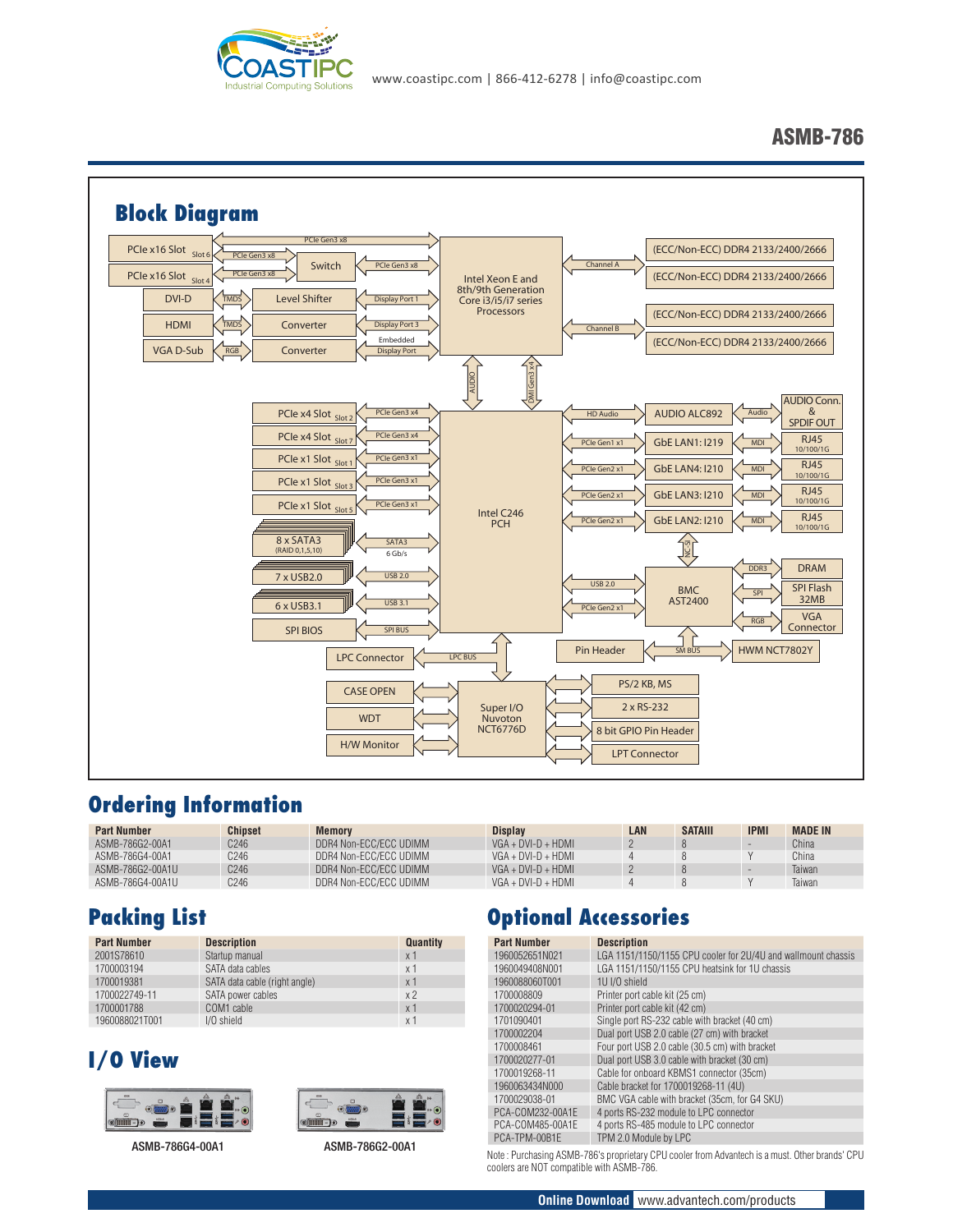# ASMB-786

## Block Diagram

PCIe x16 Slot Slot 6
PCIe x16 Slot Slot 4
PCIe Gen3 x8
PCIe Gen3 x8
PCIe Gen3 x8
Switch
PCIe Gen3 x8
DVI-D
TMDS
Level Shifter
Display Port 1
HDMI
TMDS
Converter
Display Port 3
VGA D-Sub
RGB
Converter
Embedded Display Port
Intel Xeon E and 8th/9th Generation Core i3/i5/i7 series Processors
Channel A
Channel B
(ECC/Non-ECC) DDR4 2133/2400/2666
(ECC/Non-ECC) DDR4 2133/2400/2666
(ECC/Non-ECC) DDR4 2133/2400/2666
(ECC/Non-ECC) DDR4 2133/2400/2666
AUDIO
DMI Gen3 x4
PCIe x4 Slot Slot 2
PCIe Gen3 x4
PCIe x4 Slot Slot 7
PCIe Gen3 x4
PCIe x1 Slot Slot 1
PCIe Gen3 x1
PCIe x1 Slot Slot 3
PCIe Gen3 x1
PCIe x1 Slot Slot 5
PCIe Gen3 x1
8 x SATA3 (RAID 0,1,5,10)
SATA3 6 Gb/s
7 x USB2.0
USB 2.0
6 x USB3.1
USB 3.1
SPI BIOS
SPI BUS
Intel C246 PCH
HD Audio
AUDIO ALC892
Audio
AUDIO Conn. & SPDIF OUT
PCIe Gen1 x1
GbE LAN1: I219
MDI
RJ45 10/100/1G
PCIe Gen2 x1
GbE LAN4: I210
MDI
RJ45 10/100/1G
PCIe Gen2 x1
GbE LAN3: I210
MDI
RJ45 10/100/1G
PCIe Gen2 x1
GbE LAN2: I210
MDI
RJ45 10/100/1G
NC-SI
USB 2.0
PCIe Gen2 x1
BMC AST2400
DDR3
DRAM
SPI
SPI Flash 32MB
RGB
VGA Connector
Pin Header
SM BUS
HWM NCT7802Y
LPC Connector
LPC BUS
CASE OPEN
WDT
H/W Monitor
Super I/O Nuvoton NCT6776D
PS/2 KB, MS
2 x RS-232
8 bit GPIO Pin Header
LPT Connector

## Ordering Information

| Part Number | Chipset | Memory | Display | LAN | SATAIII | IPMI | MADE IN |
|---|---|---|---|---|---|---|---|
| ASMB-786G2-00A1 | C246 | DDR4 Non-ECC/ECC UDIMM | VGA + DVI-D + HDMI | 2 | 8 | - | China |
| ASMB-786G4-00A1 | C246 | DDR4 Non-ECC/ECC UDIMM | VGA + DVI-D + HDMI | 4 | 8 | Y | China |
| ASMB-786G2-00A1U | C246 | DDR4 Non-ECC/ECC UDIMM | VGA + DVI-D + HDMI | 2 | 8 | - | Taiwan |
| ASMB-786G4-00A1U | C246 | DDR4 Non-ECC/ECC UDIMM | VGA + DVI-D + HDMI | 4 | 8 | Y | Taiwan |

## Packing List

| Part Number | Description | Quantity |
|---|---|---|
| 2001S78610 | Startup manual | x 1 |
| 1700003194 | SATA data cables | x 1 |
| 1700019381 | SATA data cable (right angle) | x 1 |
| 1700022749-11 | SATA power cables | x 2 |
| 1700001788 | COM1 cable | x 1 |
| 1960088021T001 | I/O shield | x 1 |

## I/O View

ASMB-786G4-00A1

ASMB-786G2-00A1

## Optional Accessories

| Part Number | Description |
|---|---|
| 1960052651N021 | LGA 1151/1150/1155 CPU cooler for 2U/4U and wallmount chassis |
| 1960049408N001 | LGA 1151/1150/1155 CPU heatsink for 1U chassis |
| 1960088060T001 | 1U I/O shield |
| 1700008809 | Printer port cable kit (25 cm) |
| 1700020294-01 | Printer port cable kit (42 cm) |
| 1701090401 | Single port RS-232 cable with bracket (40 cm) |
| 1700002204 | Dual port USB 2.0 cable (27 cm) with bracket |
| 1700008461 | Four port USB 2.0 cable (30.5 cm) with bracket |
| 1700020277-01 | Dual port USB 3.0 cable with bracket (30 cm) |
| 1700019268-11 | Cable for onboard KBMS1 connector (35cm) |
| 1960063434N000 | Cable bracket for 1700019268-11 (4U) |
| 1700029038-01 | BMC VGA cable with bracket (35cm, for G4 SKU) |
| PCA-COM232-00A1E | 4 ports RS-232 module to LPC connector |
| PCA-COM485-00A1E | 4 ports RS-485 module to LPC connector |
| PCA-TPM-00B1E | TPM 2.0 Module by LPC |

Note : Purchasing ASMB-786's proprietary CPU cooler from Advantech is a must. Other brands' CPU coolers are NOT compatible with ASMB-786.

**Online Download** www.advantech.com/products